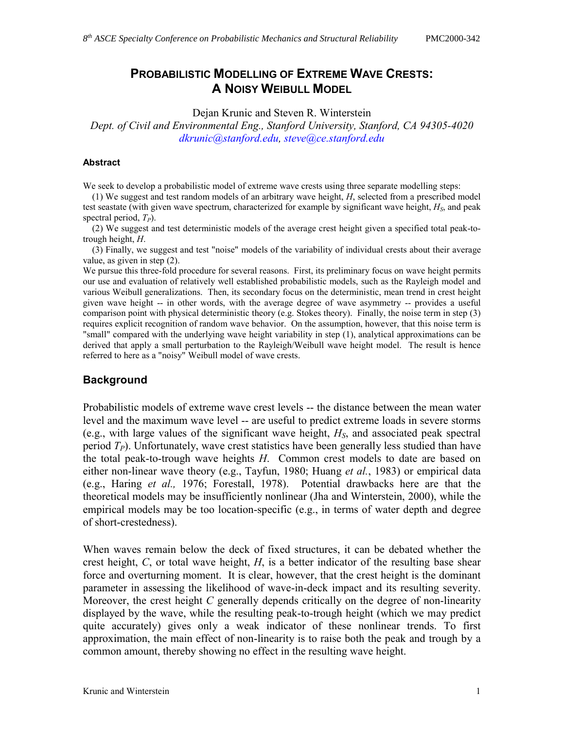# PROBABILISTIC MODELLING OF EXTREME WAVE CRESTS: A NOISY WEIBULL MODEL

Dejan Krunic and Steven R. Winterstein

*Dept. of Civil and Environmental Eng., Stanford University, Stanford, CA 94305-4020*

*dkrunic@stanford.edu, steve@ce.stanford.edu*

#### Abstract

We seek to develop a probabilistic model of extreme wave crests using three separate modelling steps:

(1) We suggest and test random models of an arbitrary wave height, *H*, selected from a prescribed model test seastate (with given wave spectrum, characterized for example by significant wave height, $H_S$, and peak spectral period, $T_P$).

(2) We suggest and test deterministic models of the average crest height given a specified total peak-to-trough height, *H*.

(3) Finally, we suggest and test "noise" models of the variability of individual crests about their average value, as given in step (2).

We pursue this three-fold procedure for several reasons. First, its preliminary focus on wave height permits our use and evaluation of relatively well established probabilistic models, such as the Rayleigh model and various Weibull generalizations. Then, its secondary focus on the deterministic, mean trend in crest height given wave height -- in other words, with the average degree of wave asymmetry -- provides a useful comparison point with physical deterministic theory (e.g. Stokes theory). Finally, the noise term in step (3) requires explicit recognition of random wave behavior. On the assumption, however, that this noise term is "small" compared with the underlying wave height variability in step (1), analytical approximations can be derived that apply a small perturbation to the Rayleigh/Weibull wave height model. The result is hence referred to here as a "noisy" Weibull model of wave crests.

## Background

Probabilistic models of extreme wave crest levels -- the distance between the mean water level and the maximum wave level -- are useful to predict extreme loads in severe storms (e.g., with large values of the significant wave height, $H_S$, and associated peak spectral period $T_P$). Unfortunately, wave crest statistics have been generally less studied than have the total peak-to-trough wave heights *H*. Common crest models to date are based on either non-linear wave theory (e.g., Tayfun, 1980; Huang *et al.*, 1983) or empirical data (e.g., Haring *et al.,* 1976; Forestall, 1978). Potential drawbacks here are that the theoretical models may be insufficiently nonlinear (Jha and Winterstein, 2000), while the empirical models may be too location-specific (e.g., in terms of water depth and degree of short-crestedness).

When waves remain below the deck of fixed structures, it can be debated whether the crest height, *C*, or total wave height, *H*, is a better indicator of the resulting base shear force and overturning moment. It is clear, however, that the crest height is the dominant parameter in assessing the likelihood of wave-in-deck impact and its resulting severity. Moreover, the crest height *C* generally depends critically on the degree of non-linearity displayed by the wave, while the resulting peak-to-trough height (which we may predict quite accurately) gives only a weak indicator of these nonlinear trends. To first approximation, the main effect of non-linearity is to raise both the peak and trough by a common amount, thereby showing no effect in the resulting wave height.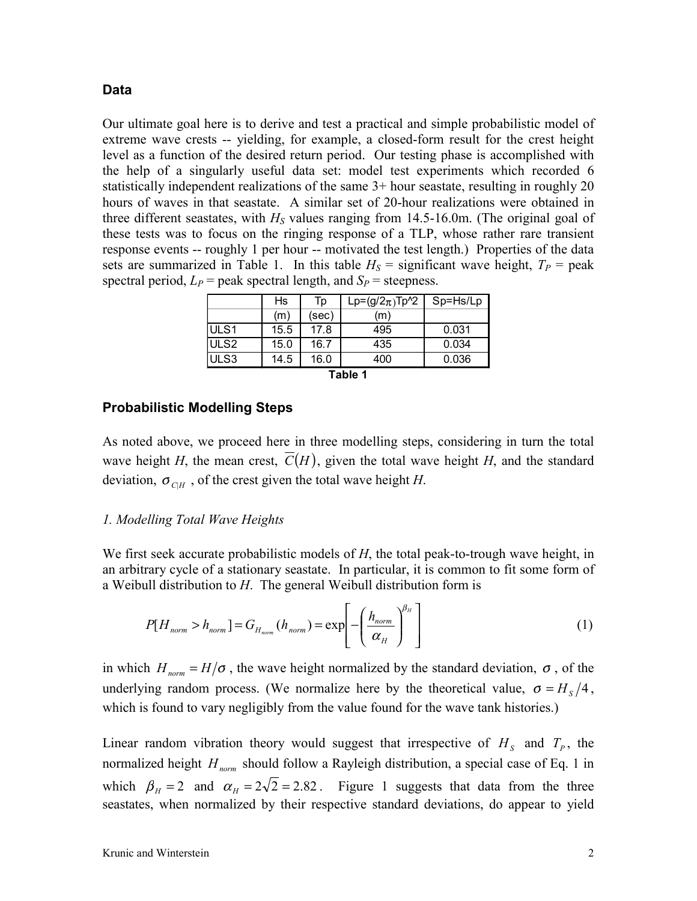## Data

Our ultimate goal here is to derive and test a practical and simple probabilistic model of extreme wave crests -- yielding, for example, a closed-form result for the crest height level as a function of the desired return period. Our testing phase is accomplished with the help of a singularly useful data set: model test experiments which recorded 6 statistically independent realizations of the same 3+ hour seastate, resulting in roughly 20 hours of waves in that seastate. A similar set of 20-hour realizations were obtained in three different seastates, with $H_S$ values ranging from 14.5-16.0m. (The original goal of these tests was to focus on the ringing response of a TLP, whose rather rare transient response events -- roughly 1 per hour -- motivated the test length.) Properties of the data sets are summarized in Table 1. In this table $H_S$ = significant wave height, $T_P$ = peak spectral period, $L_P$ = peak spectral length, and $S_P$ = steepness.

| | Hs | Tp | Lp=(g/2π)Tp^2 | Sp=Hs/Lp |
|---|---|---|---|---|
| | (m) | (sec) | (m) | |
| ULS1 | 15.5 | 17.8 | 495 | 0.031 |
| ULS2 | 15.0 | 16.7 | 435 | 0.034 |
| ULS3 | 14.5 | 16.0 | 400 | 0.036 |

**Table 1**

## Probabilistic Modelling Steps

As noted above, we proceed here in three modelling steps, considering in turn the total wave height *H*, the mean crest, $\overline{C}(H)$, given the total wave height *H*, and the standard deviation, $\sigma_{C|H}$, of the crest given the total wave height *H*.

### *1. Modelling Total Wave Heights*

We first seek accurate probabilistic models of *H*, the total peak-to-trough wave height, in an arbitrary cycle of a stationary seastate. In particular, it is common to fit some form of a Weibull distribution to *H*. The general Weibull distribution form is

$$P[H_{norm} > h_{norm}] = G_{H_{norm}}(h_{norm}) = \exp\left[-\left(\frac{h_{norm}}{\alpha_H}\right)^{\beta_H}\right] \quad (1)$$

in which $H_{norm} = H/\sigma$, the wave height normalized by the standard deviation, $\sigma$, of the underlying random process. (We normalize here by the theoretical value, $\sigma = H_S/4$, which is found to vary negligibly from the value found for the wave tank histories.)

Linear random vibration theory would suggest that irrespective of $H_S$ and $T_P$, the normalized height $H_{norm}$ should follow a Rayleigh distribution, a special case of Eq. 1 in which $\beta_H = 2$ and $\alpha_H = 2\sqrt{2} = 2.82$. Figure 1 suggests that data from the three seastates, when normalized by their respective standard deviations, do appear to yield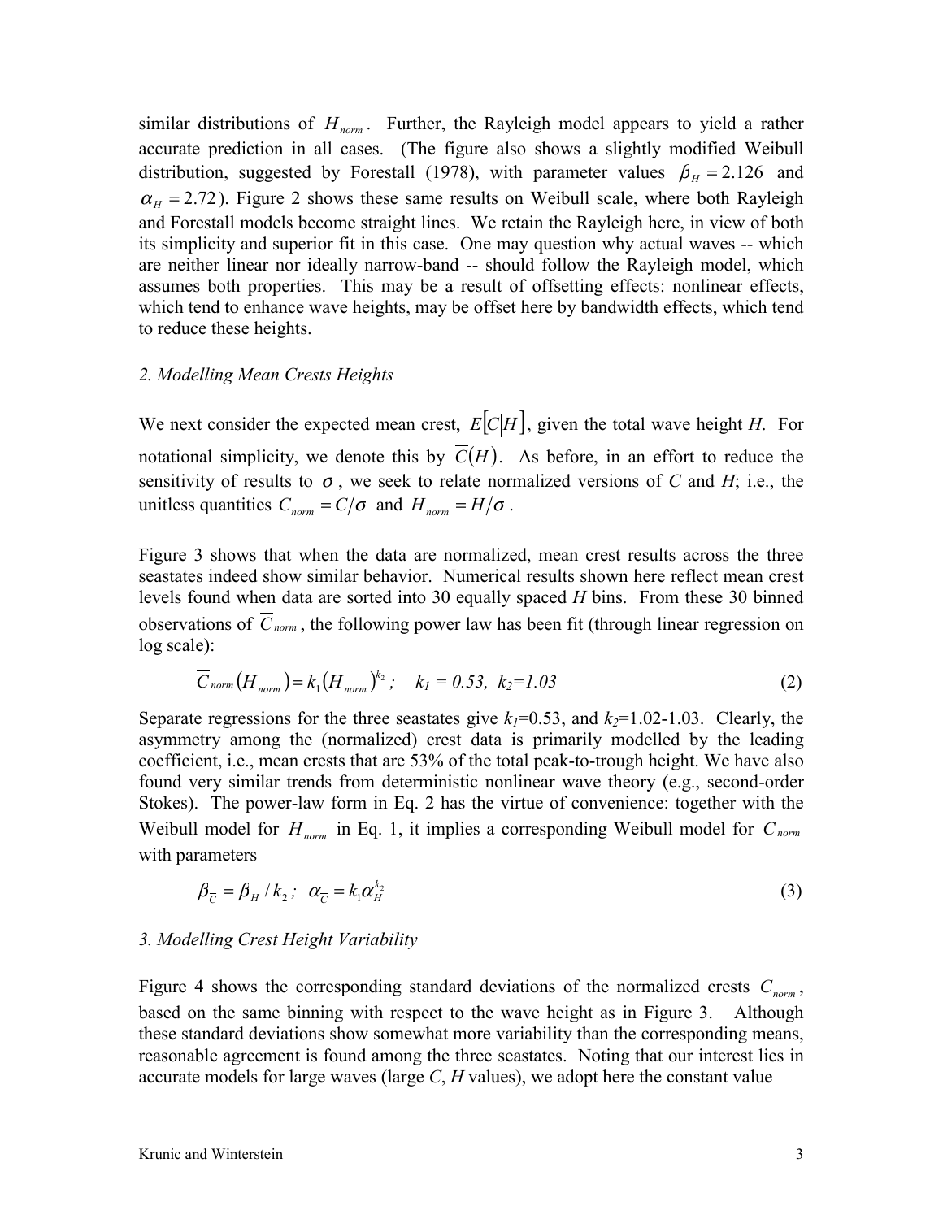similar distributions of $H_{norm}$. Further, the Rayleigh model appears to yield a rather accurate prediction in all cases. (The figure also shows a slightly modified Weibull distribution, suggested by Forestall (1978), with parameter values $\beta_H = 2.126$ and $\alpha_H = 2.72$). Figure 2 shows these same results on Weibull scale, where both Rayleigh and Forestall models become straight lines. We retain the Rayleigh here, in view of both its simplicity and superior fit in this case. One may question why actual waves -- which are neither linear nor ideally narrow-band -- should follow the Rayleigh model, which assumes both properties. This may be a result of offsetting effects: nonlinear effects, which tend to enhance wave heights, may be offset here by bandwidth effects, which tend to reduce these heights.

### *2. Modelling Mean Crests Heights*

We next consider the expected mean crest, $E[C|H]$, given the total wave height *H*. For notational simplicity, we denote this by $\overline{C}(H)$. As before, in an effort to reduce the sensitivity of results to $\sigma$, we seek to relate normalized versions of *C* and *H*; i.e., the unitless quantities $C_{norm} = C/\sigma$ and $H_{norm} = H/\sigma$.

Figure 3 shows that when the data are normalized, mean crest results across the three seastates indeed show similar behavior. Numerical results shown here reflect mean crest levels found when data are sorted into 30 equally spaced *H* bins. From these 30 binned observations of $\overline{C}_{norm}$, the following power law has been fit (through linear regression on log scale):

$$\overline{C}_{norm}(H_{norm}) = k_1 (H_{norm})^{k_2}; \quad k_1 = 0.53, \; k_2 = 1.03 \tag{2}$$

Separate regressions for the three seastates give $k_1$=0.53, and $k_2$=1.02-1.03. Clearly, the asymmetry among the (normalized) crest data is primarily modelled by the leading coefficient, i.e., mean crests that are 53% of the total peak-to-trough height. We have also found very similar trends from deterministic nonlinear wave theory (e.g., second-order Stokes). The power-law form in Eq. 2 has the virtue of convenience: together with the Weibull model for $H_{norm}$ in Eq. 1, it implies a corresponding Weibull model for $\overline{C}_{norm}$ with parameters

$$\beta_{\overline{C}} = \beta_H / k_2; \quad \alpha_{\overline{C}} = k_1 \alpha_H^{k_2} \tag{3}$$

### *3. Modelling Crest Height Variability*

Figure 4 shows the corresponding standard deviations of the normalized crests $C_{norm}$, based on the same binning with respect to the wave height as in Figure 3. Although these standard deviations show somewhat more variability than the corresponding means, reasonable agreement is found among the three seastates. Noting that our interest lies in accurate models for large waves (large *C*, *H* values), we adopt here the constant value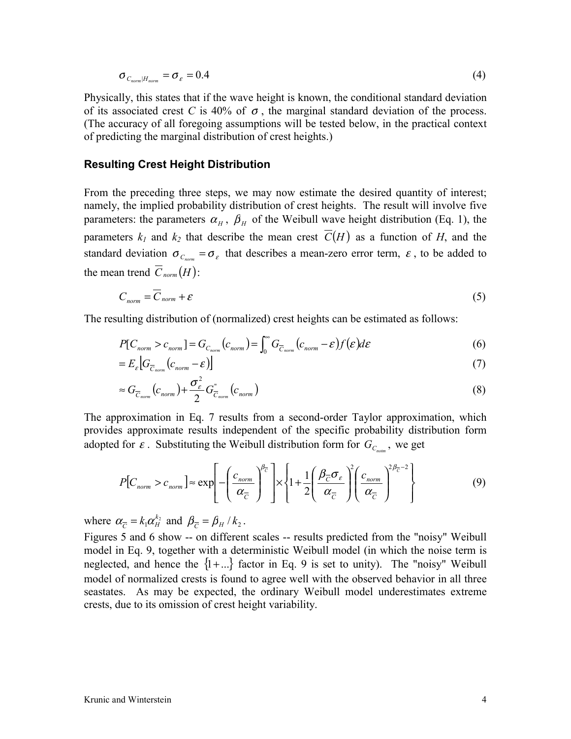$$\sigma_{C_{norm}|H_{norm}} = \sigma_{\varepsilon} = 0.4 \tag{4}$$

Physically, this states that if the wave height is known, the conditional standard deviation of its associated crest $C$ is 40% of $\sigma$, the marginal standard deviation of the process. (The accuracy of all foregoing assumptions will be tested below, in the practical context of predicting the marginal distribution of crest heights.)

### Resulting Crest Height Distribution

From the preceding three steps, we may now estimate the desired quantity of interest; namely, the implied probability distribution of crest heights. The result will involve five parameters: the parameters $\alpha_H$, $\beta_H$ of the Weibull wave height distribution (Eq. 1), the parameters $k_1$ and $k_2$ that describe the mean crest $\overline{C}(H)$ as a function of $H$, and the standard deviation $\sigma_{C_{norm}} = \sigma_{\varepsilon}$ that describes a mean-zero error term, $\varepsilon$, to be added to the mean trend $\overline{C}_{norm}(H)$:

$$C_{norm} = \overline{C}_{norm} + \varepsilon \tag{5}$$

The resulting distribution of (normalized) crest heights can be estimated as follows:

$$P[C_{norm} > c_{norm}] = G_{C_{norm}}(c_{norm}) = \int_0^{\infty} G_{\overline{C}_{norm}}(c_{norm} - \varepsilon) f(\varepsilon) d\varepsilon \tag{6}$$

$$= E_{\varepsilon}\left[G_{\overline{C}_{norm}}(c_{norm} - \varepsilon)\right] \tag{7}$$

$$\approx G_{\overline{C}_{norm}}(c_{norm}) + \frac{\sigma_{\varepsilon}^2}{2} G''_{\overline{C}_{norm}}(c_{norm}) \tag{8}$$

The approximation in Eq. 7 results from a second-order Taylor approximation, which provides approximate results independent of the specific probability distribution form adopted for $\varepsilon$. Substituting the Weibull distribution form for $G_{C_{notm}}$, we get

$$P[C_{norm} > c_{norm}] \approx \exp\left[-\left(\frac{c_{norm}}{\alpha_{\overline{C}}}\right)^{\beta_{\overline{C}}}\right] \times \left\{1 + \frac{1}{2}\left(\frac{\beta_{\overline{C}}\sigma_{\varepsilon}}{\alpha_{\overline{C}}}\right)^2 \left(\frac{c_{norm}}{\alpha_{\overline{C}}}\right)^{2\beta_{\overline{C}}-2}\right\} \tag{9}$$

where $\alpha_{\overline{C}} = k_1 \alpha_H^{k_2}$ and $\beta_{\overline{C}} = \beta_H / k_2$.

Figures 5 and 6 show -- on different scales -- results predicted from the "noisy" Weibull model in Eq. 9, together with a deterministic Weibull model (in which the noise term is neglected, and hence the $\{1 + ...\}$ factor in Eq. 9 is set to unity). The "noisy" Weibull model of normalized crests is found to agree well with the observed behavior in all three seastates. As may be expected, the ordinary Weibull model underestimates extreme crests, due to its omission of crest height variability.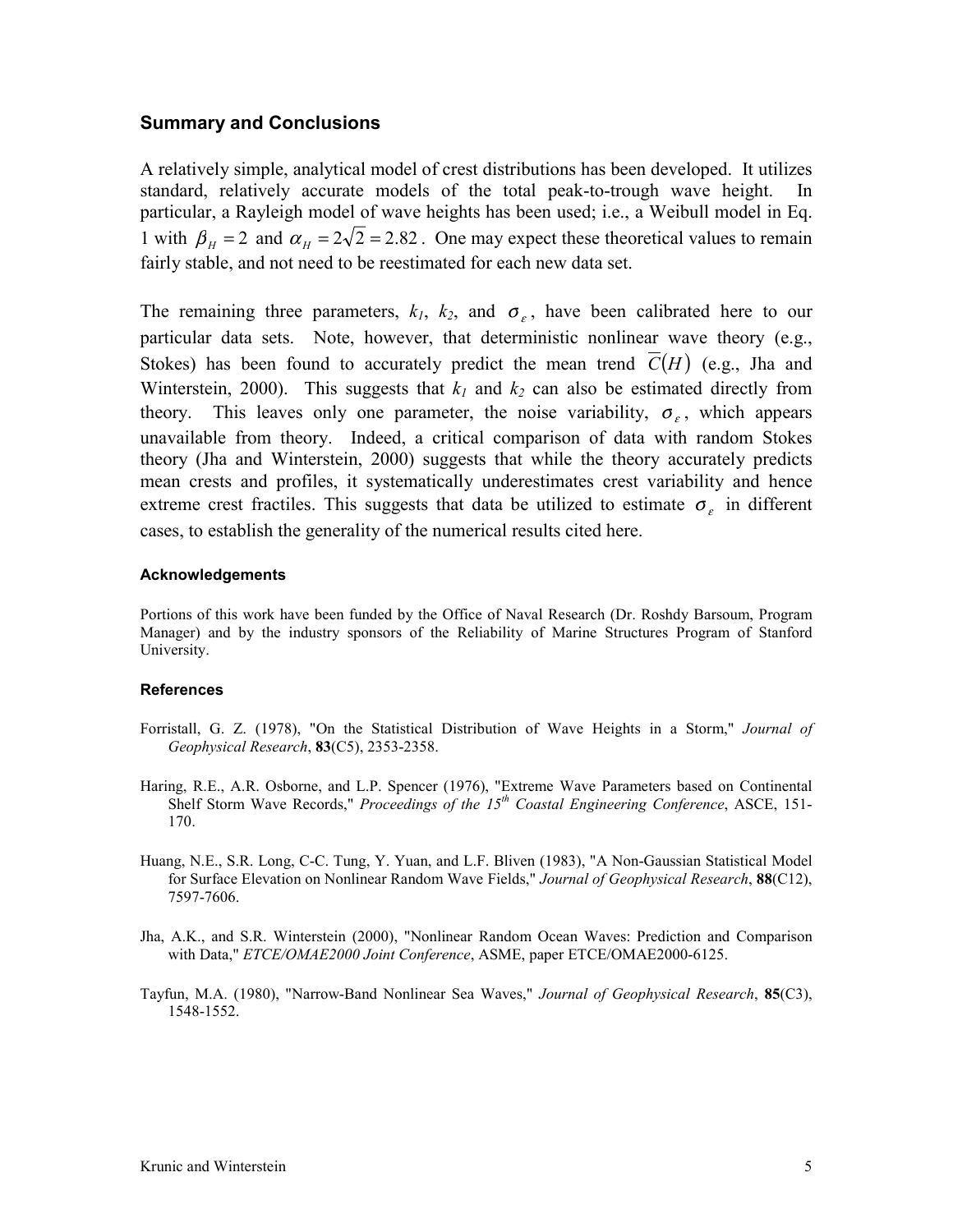## Summary and Conclusions

A relatively simple, analytical model of crest distributions has been developed. It utilizes standard, relatively accurate models of the total peak-to-trough wave height. In particular, a Rayleigh model of wave heights has been used; i.e., a Weibull model in Eq. 1 with $\beta_H = 2$ and $\alpha_H = 2\sqrt{2} = 2.82$. One may expect these theoretical values to remain fairly stable, and not need to be reestimated for each new data set.

The remaining three parameters, $k_1$, $k_2$, and $\sigma_\varepsilon$, have been calibrated here to our particular data sets. Note, however, that deterministic nonlinear wave theory (e.g., Stokes) has been found to accurately predict the mean trend $\overline{C}(H)$ (e.g., Jha and Winterstein, 2000). This suggests that $k_1$ and $k_2$ can also be estimated directly from theory. This leaves only one parameter, the noise variability, $\sigma_\varepsilon$, which appears unavailable from theory. Indeed, a critical comparison of data with random Stokes theory (Jha and Winterstein, 2000) suggests that while the theory accurately predicts mean crests and profiles, it systematically underestimates crest variability and hence extreme crest fractiles. This suggests that data be utilized to estimate $\sigma_\varepsilon$ in different cases, to establish the generality of the numerical results cited here.

#### Acknowledgements

Portions of this work have been funded by the Office of Naval Research (Dr. Roshdy Barsoum, Program Manager) and by the industry sponsors of the Reliability of Marine Structures Program of Stanford University.

#### References

Forristall, G. Z. (1978), "On the Statistical Distribution of Wave Heights in a Storm," *Journal of Geophysical Research*, **83**(C5), 2353-2358.

Haring, R.E., A.R. Osborne, and L.P. Spencer (1976), "Extreme Wave Parameters based on Continental Shelf Storm Wave Records," *Proceedings of the 15th Coastal Engineering Conference*, ASCE, 151-170.

Huang, N.E., S.R. Long, C-C. Tung, Y. Yuan, and L.F. Bliven (1983), "A Non-Gaussian Statistical Model for Surface Elevation on Nonlinear Random Wave Fields," *Journal of Geophysical Research*, **88**(C12), 7597-7606.

Jha, A.K., and S.R. Winterstein (2000), "Nonlinear Random Ocean Waves: Prediction and Comparison with Data," *ETCE/OMAE2000 Joint Conference*, ASME, paper ETCE/OMAE2000-6125.

Tayfun, M.A. (1980), "Narrow-Band Nonlinear Sea Waves," *Journal of Geophysical Research*, **85**(C3), 1548-1552.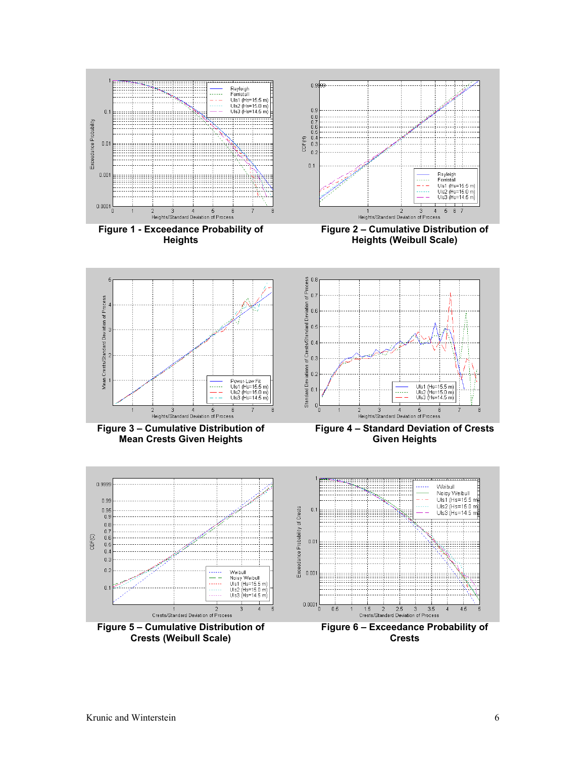Exceedance Probability

Heights/Standard Deviation of Process

Rayleigh
Forristall
Uls1 (Hs=15.5 m)
Uls2 (Hs=15.0 m)
Uls3 (Hs=14.5 m)

**Figure 1 - Exceedance Probability of Heights**

CDF(H)

Heights/Standard Deviation of Process

Rayleigh
Forristall
Uls1 (Hs=15.5 m)
Uls2 (Hs=15.0 m)
Uls3 (Hs=14.5 m)

**Figure 2 – Cumulative Distribution of Heights (Weibull Scale)**

Mean Crests/Standard Deviation of Process

Heights/Standard Deviation of Process

Power-Law Fit
Uls1 (Hs=15.5 m)
Uls2 (Hs=15.0 m)
Uls3 (Hs=14.5 m)

**Figure 3 – Cumulative Distribution of Mean Crests Given Heights**

Standard Deviations of Crests/Standard Deviation of Process

Heights/Standard Deviation of Process

Uls1 (Hs=15.5 m)
Uls2 (Hs=15.0 m)
Uls3 (Hs=14.5 m)

**Figure 4 – Standard Deviation of Crests Given Heights**

CDF(C)

Crests/Standard Deviation of Process

Weibull
Noisy Weibull
Uls1 (Hs=15.5 m)
Uls2 (Hs=15.0 m)
Uls3 (Hs=14.5 m)

**Figure 5 – Cumulative Distribution of Crests (Weibull Scale)**

Exceedance Probability of Crests

Crests/Standard Deviation of Process

Weibull
Noisy Weibull
Uls1 (Hs=15.5 m)
Uls2 (Hs=15.0 m)
Uls3 (Hs=14.5 m)

**Figure 6 – Exceedance Probability of Crests**